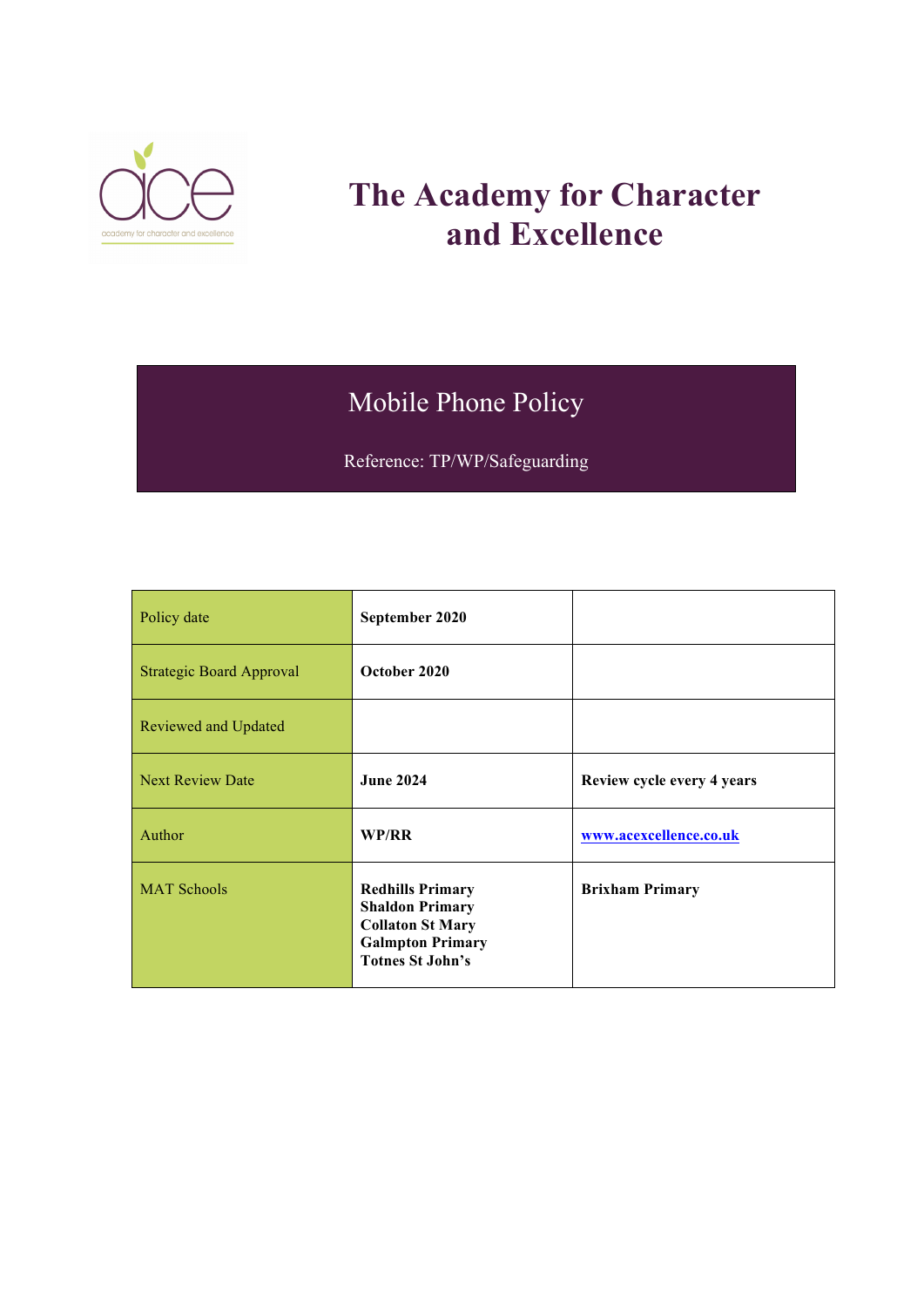# The Academy for Character and Excellence

## Mobile Phone Policy

Reference: TP/WP/Safeguarding

| Policy date | **September 2020** | |
|---|---|---|
| Strategic Board Approval | **October 2020** | |
| Reviewed and Updated | | |
| Next Review Date | **June 2024** | **Review cycle every 4 years** |
| Author | **WP/RR** | **www.acexcellence.co.uk** |
| MAT Schools | **Redhills Primary**<br>**Shaldon Primary**<br>**Collaton St Mary**<br>**Galmpton Primary**<br>**Totnes St John's** | **Brixham Primary** |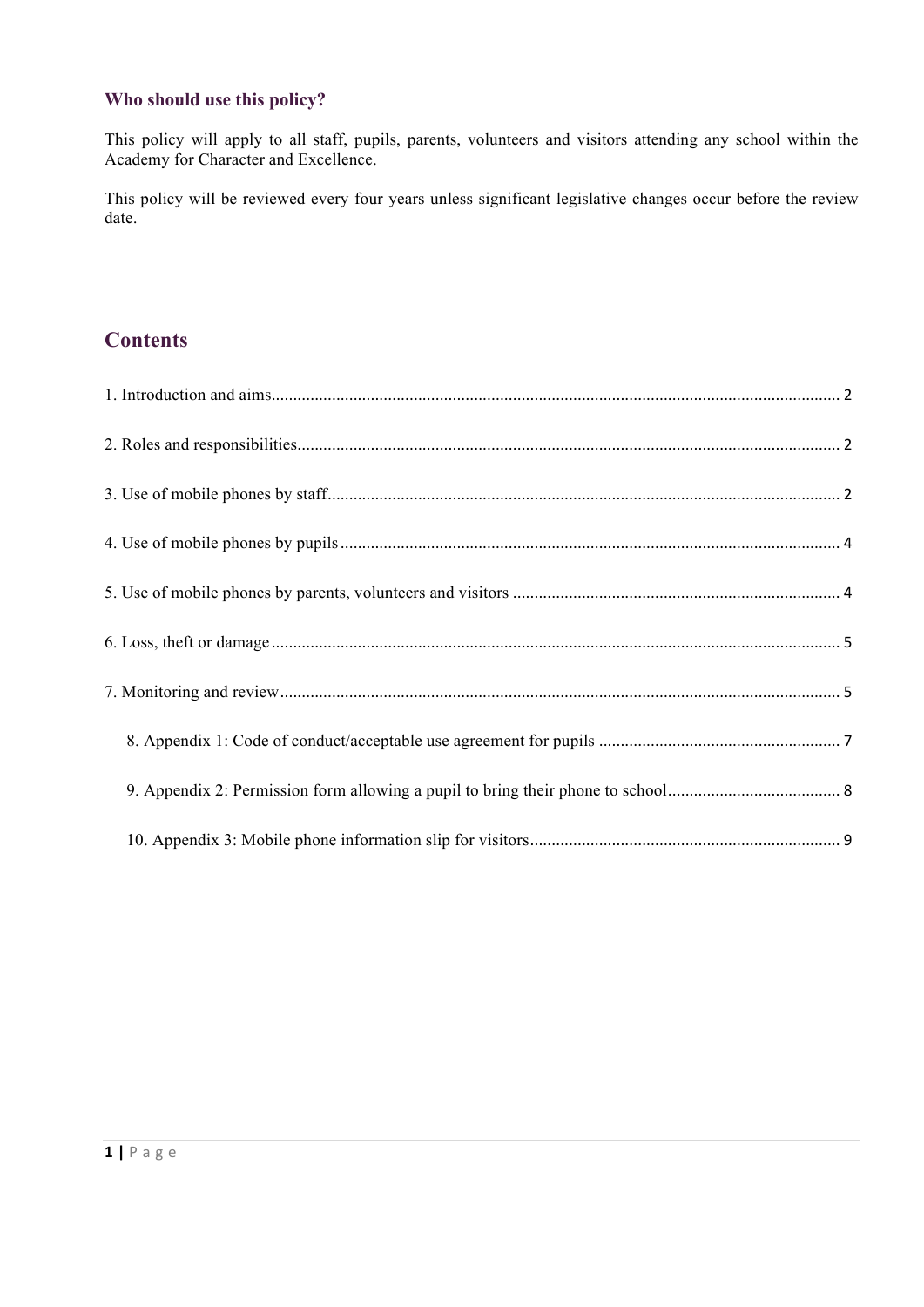### Who should use this policy?

This policy will apply to all staff, pupils, parents, volunteers and visitors attending any school within the Academy for Character and Excellence.

This policy will be reviewed every four years unless significant legislative changes occur before the review date.

## Contents

1. Introduction and aims ..... 2

2. Roles and responsibilities ..... 2

3. Use of mobile phones by staff ..... 2

4. Use of mobile phones by pupils ..... 4

5. Use of mobile phones by parents, volunteers and visitors ..... 4

6. Loss, theft or damage ..... 5

7. Monitoring and review ..... 5

   8. Appendix 1: Code of conduct/acceptable use agreement for pupils ..... 7

   9. Appendix 2: Permission form allowing a pupil to bring their phone to school ..... 8

   10. Appendix 3: Mobile phone information slip for visitors ..... 9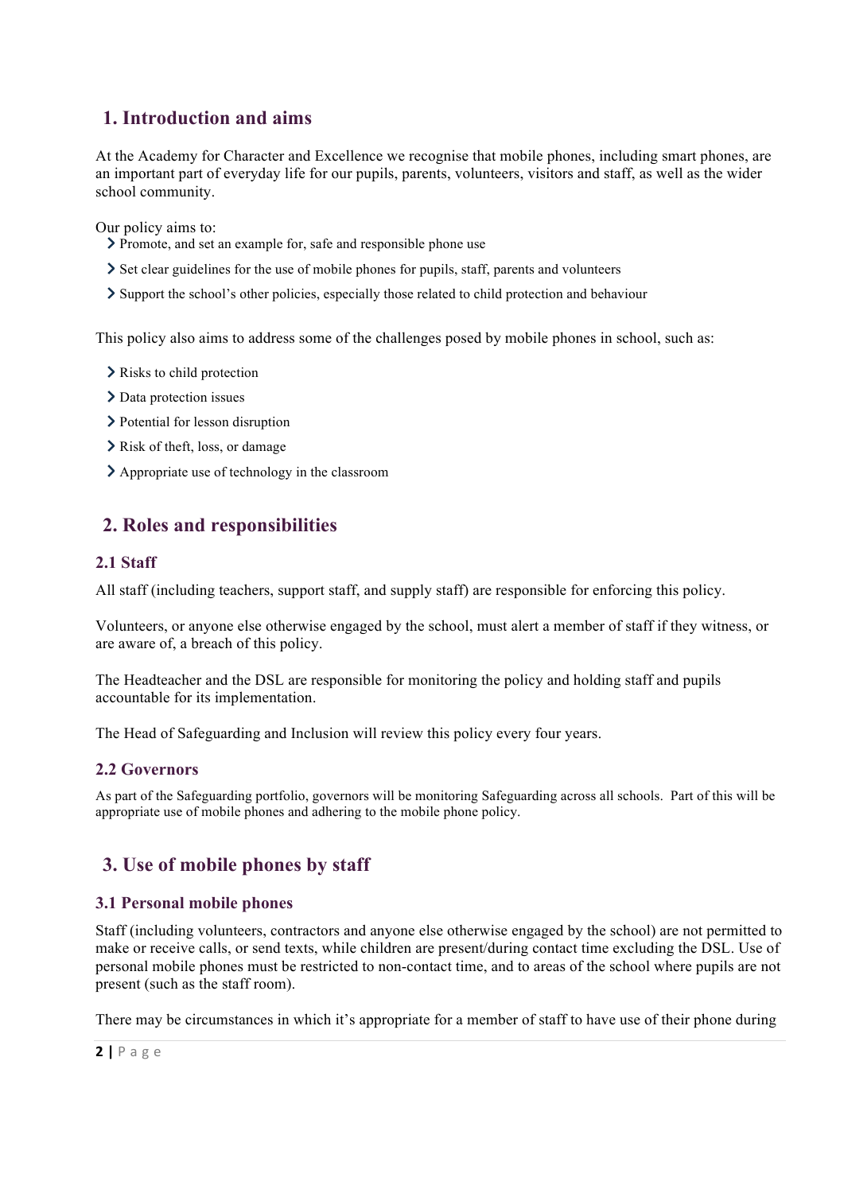## 1. Introduction and aims

At the Academy for Character and Excellence we recognise that mobile phones, including smart phones, are an important part of everyday life for our pupils, parents, volunteers, visitors and staff, as well as the wider school community.

Our policy aims to:

- Promote, and set an example for, safe and responsible phone use
- Set clear guidelines for the use of mobile phones for pupils, staff, parents and volunteers
- Support the school's other policies, especially those related to child protection and behaviour

This policy also aims to address some of the challenges posed by mobile phones in school, such as:

- Risks to child protection
- Data protection issues
- Potential for lesson disruption
- Risk of theft, loss, or damage
- Appropriate use of technology in the classroom

## 2. Roles and responsibilities

### 2.1 Staff

All staff (including teachers, support staff, and supply staff) are responsible for enforcing this policy.

Volunteers, or anyone else otherwise engaged by the school, must alert a member of staff if they witness, or are aware of, a breach of this policy.

The Headteacher and the DSL are responsible for monitoring the policy and holding staff and pupils accountable for its implementation.

The Head of Safeguarding and Inclusion will review this policy every four years.

### 2.2 Governors

As part of the Safeguarding portfolio, governors will be monitoring Safeguarding across all schools. Part of this will be appropriate use of mobile phones and adhering to the mobile phone policy.

## 3. Use of mobile phones by staff

### 3.1 Personal mobile phones

Staff (including volunteers, contractors and anyone else otherwise engaged by the school) are not permitted to make or receive calls, or send texts, while children are present/during contact time excluding the DSL. Use of personal mobile phones must be restricted to non-contact time, and to areas of the school where pupils are not present (such as the staff room).

There may be circumstances in which it's appropriate for a member of staff to have use of their phone during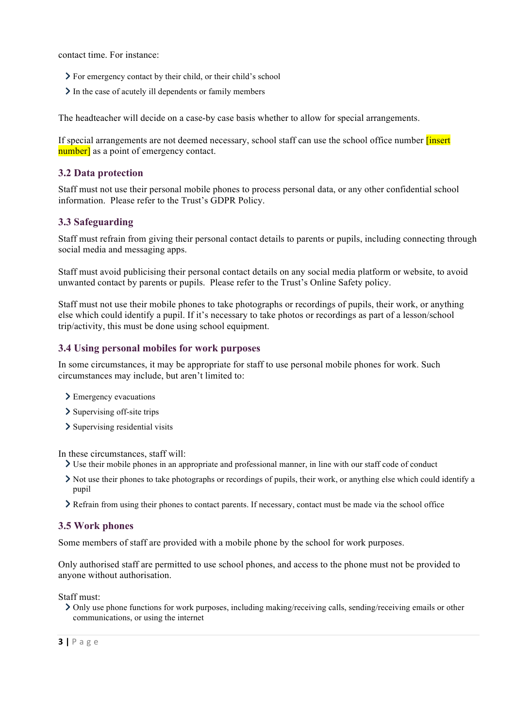contact time. For instance:

- For emergency contact by their child, or their child's school
- In the case of acutely ill dependents or family members

The headteacher will decide on a case-by case basis whether to allow for special arrangements.

If special arrangements are not deemed necessary, school staff can use the school office number [insert number] as a point of emergency contact.

### 3.2 Data protection

Staff must not use their personal mobile phones to process personal data, or any other confidential school information. Please refer to the Trust's GDPR Policy.

### 3.3 Safeguarding

Staff must refrain from giving their personal contact details to parents or pupils, including connecting through social media and messaging apps.

Staff must avoid publicising their personal contact details on any social media platform or website, to avoid unwanted contact by parents or pupils. Please refer to the Trust's Online Safety policy.

Staff must not use their mobile phones to take photographs or recordings of pupils, their work, or anything else which could identify a pupil. If it's necessary to take photos or recordings as part of a lesson/school trip/activity, this must be done using school equipment.

### 3.4 Using personal mobiles for work purposes

In some circumstances, it may be appropriate for staff to use personal mobile phones for work. Such circumstances may include, but aren't limited to:

- Emergency evacuations
- Supervising off-site trips
- Supervising residential visits

In these circumstances, staff will:

- Use their mobile phones in an appropriate and professional manner, in line with our staff code of conduct
- Not use their phones to take photographs or recordings of pupils, their work, or anything else which could identify a pupil
- Refrain from using their phones to contact parents. If necessary, contact must be made via the school office

### 3.5 Work phones

Some members of staff are provided with a mobile phone by the school for work purposes.

Only authorised staff are permitted to use school phones, and access to the phone must not be provided to anyone without authorisation.

Staff must:

- Only use phone functions for work purposes, including making/receiving calls, sending/receiving emails or other communications, or using the internet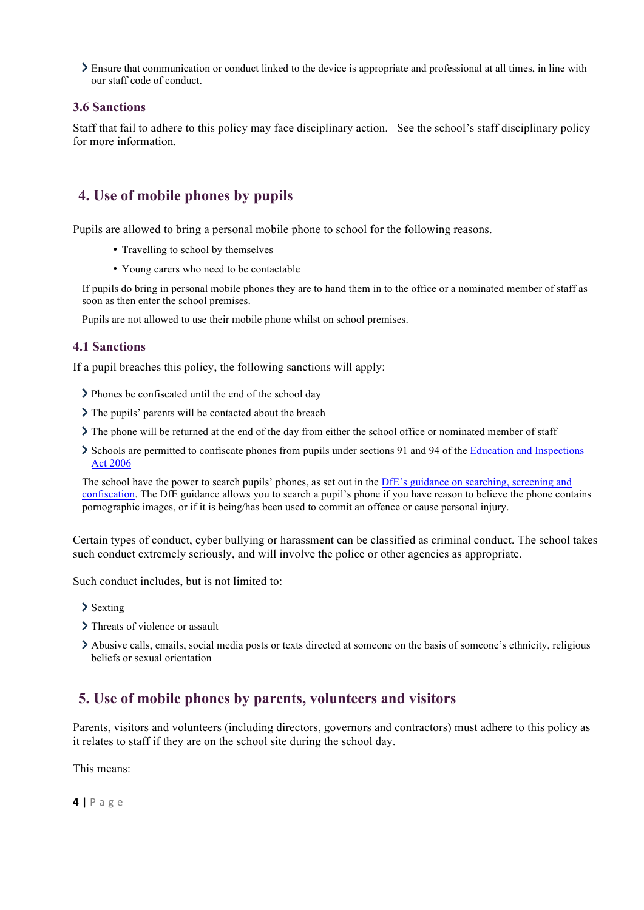- Ensure that communication or conduct linked to the device is appropriate and professional at all times, in line with our staff code of conduct.

### 3.6 Sanctions

Staff that fail to adhere to this policy may face disciplinary action. See the school's staff disciplinary policy for more information.

## 4. Use of mobile phones by pupils

Pupils are allowed to bring a personal mobile phone to school for the following reasons.

- Travelling to school by themselves
- Young carers who need to be contactable

If pupils do bring in personal mobile phones they are to hand them in to the office or a nominated member of staff as soon as then enter the school premises.

Pupils are not allowed to use their mobile phone whilst on school premises.

### 4.1 Sanctions

If a pupil breaches this policy, the following sanctions will apply:

- Phones be confiscated until the end of the school day
- The pupils' parents will be contacted about the breach
- The phone will be returned at the end of the day from either the school office or nominated member of staff
- Schools are permitted to confiscate phones from pupils under sections 91 and 94 of the Education and Inspections Act 2006

The school have the power to search pupils' phones, as set out in the DfE's guidance on searching, screening and confiscation. The DfE guidance allows you to search a pupil's phone if you have reason to believe the phone contains pornographic images, or if it is being/has been used to commit an offence or cause personal injury.

Certain types of conduct, cyber bullying or harassment can be classified as criminal conduct. The school takes such conduct extremely seriously, and will involve the police or other agencies as appropriate.

Such conduct includes, but is not limited to:

- Sexting
- Threats of violence or assault
- Abusive calls, emails, social media posts or texts directed at someone on the basis of someone's ethnicity, religious beliefs or sexual orientation

## 5. Use of mobile phones by parents, volunteers and visitors

Parents, visitors and volunteers (including directors, governors and contractors) must adhere to this policy as it relates to staff if they are on the school site during the school day.

This means: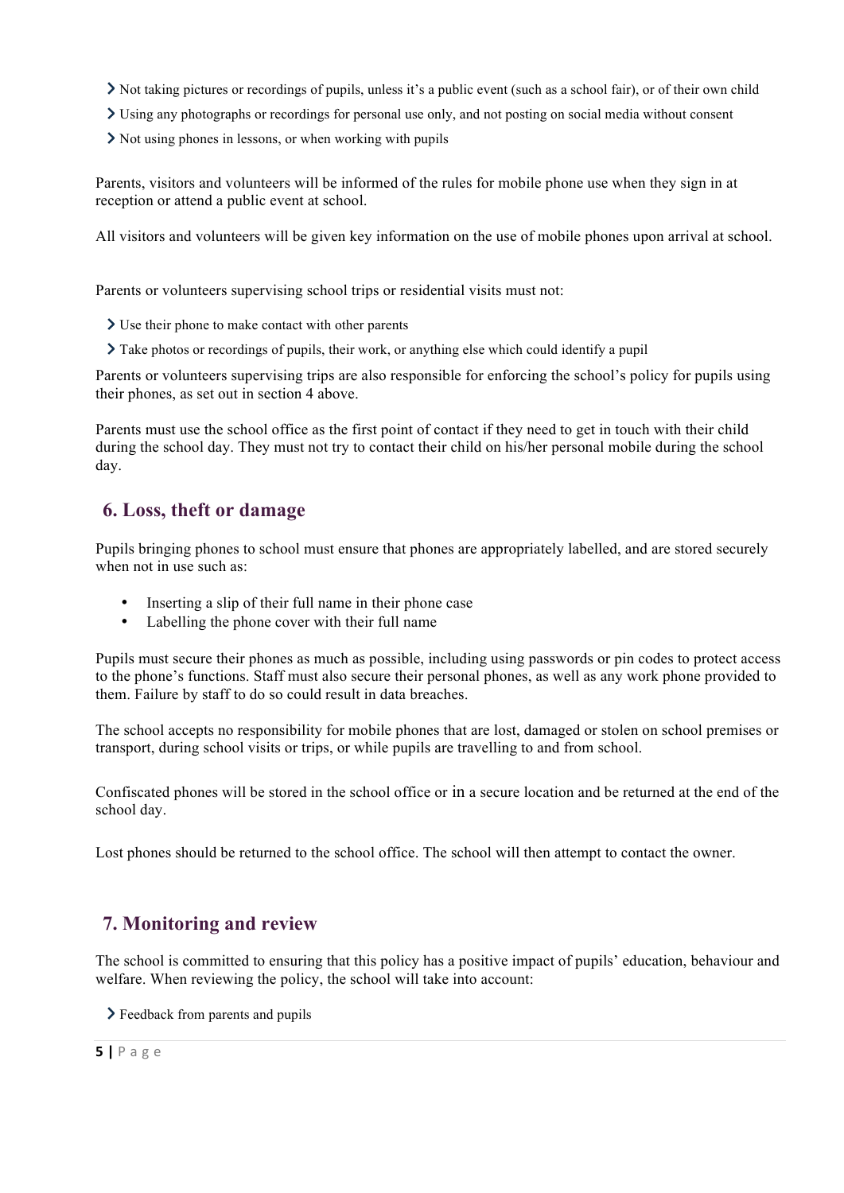- Not taking pictures or recordings of pupils, unless it's a public event (such as a school fair), or of their own child
- Using any photographs or recordings for personal use only, and not posting on social media without consent
- Not using phones in lessons, or when working with pupils

Parents, visitors and volunteers will be informed of the rules for mobile phone use when they sign in at reception or attend a public event at school.

All visitors and volunteers will be given key information on the use of mobile phones upon arrival at school.

Parents or volunteers supervising school trips or residential visits must not:

- Use their phone to make contact with other parents
- Take photos or recordings of pupils, their work, or anything else which could identify a pupil

Parents or volunteers supervising trips are also responsible for enforcing the school's policy for pupils using their phones, as set out in section 4 above.

Parents must use the school office as the first point of contact if they need to get in touch with their child during the school day. They must not try to contact their child on his/her personal mobile during the school day.

## 6. Loss, theft or damage

Pupils bringing phones to school must ensure that phones are appropriately labelled, and are stored securely when not in use such as:

- Inserting a slip of their full name in their phone case
- Labelling the phone cover with their full name

Pupils must secure their phones as much as possible, including using passwords or pin codes to protect access to the phone's functions. Staff must also secure their personal phones, as well as any work phone provided to them. Failure by staff to do so could result in data breaches.

The school accepts no responsibility for mobile phones that are lost, damaged or stolen on school premises or transport, during school visits or trips, or while pupils are travelling to and from school.

Confiscated phones will be stored in the school office or in a secure location and be returned at the end of the school day.

Lost phones should be returned to the school office. The school will then attempt to contact the owner.

## 7. Monitoring and review

The school is committed to ensuring that this policy has a positive impact of pupils' education, behaviour and welfare. When reviewing the policy, the school will take into account:

- Feedback from parents and pupils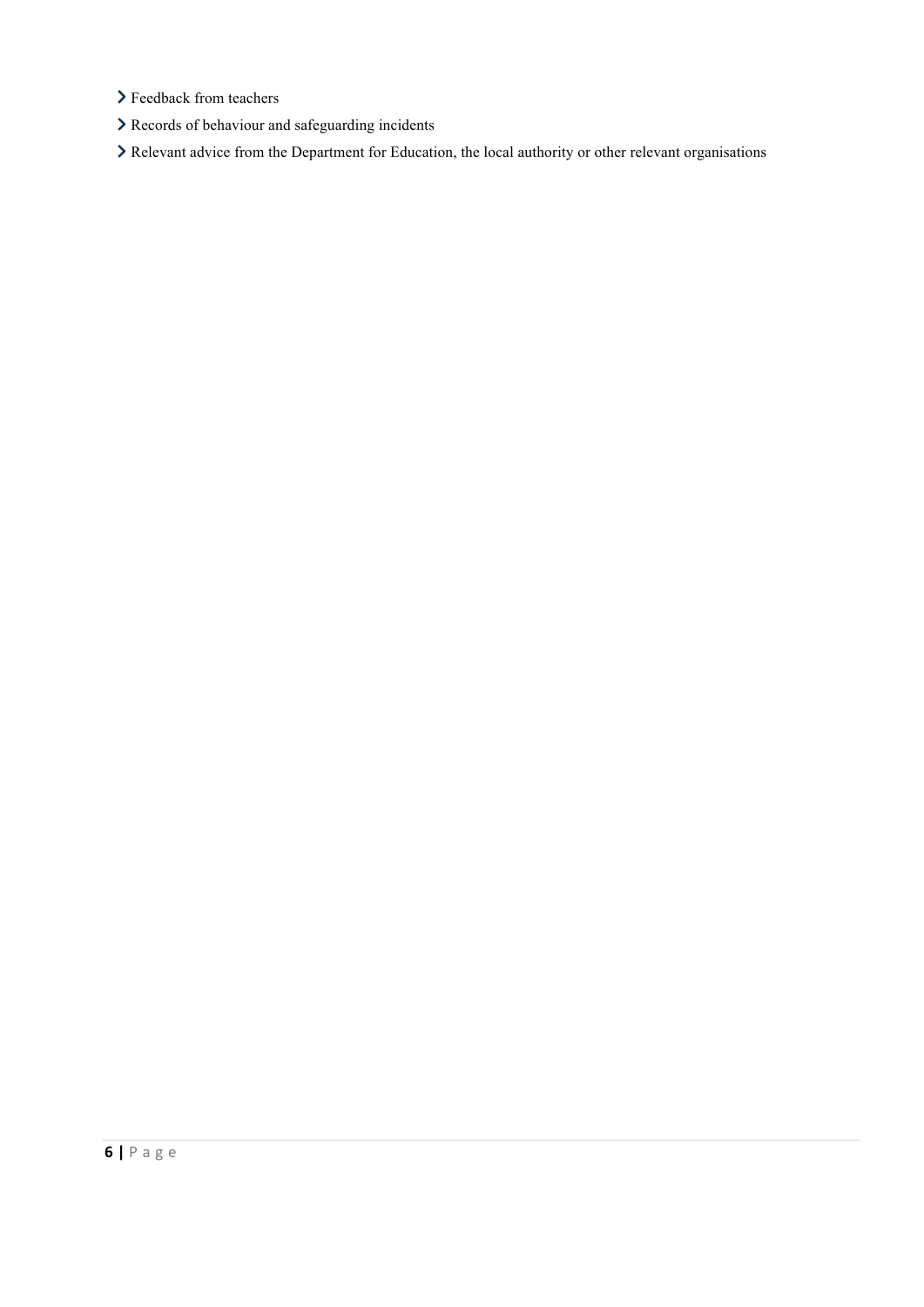- Feedback from teachers
- Records of behaviour and safeguarding incidents
- Relevant advice from the Department for Education, the local authority or other relevant organisations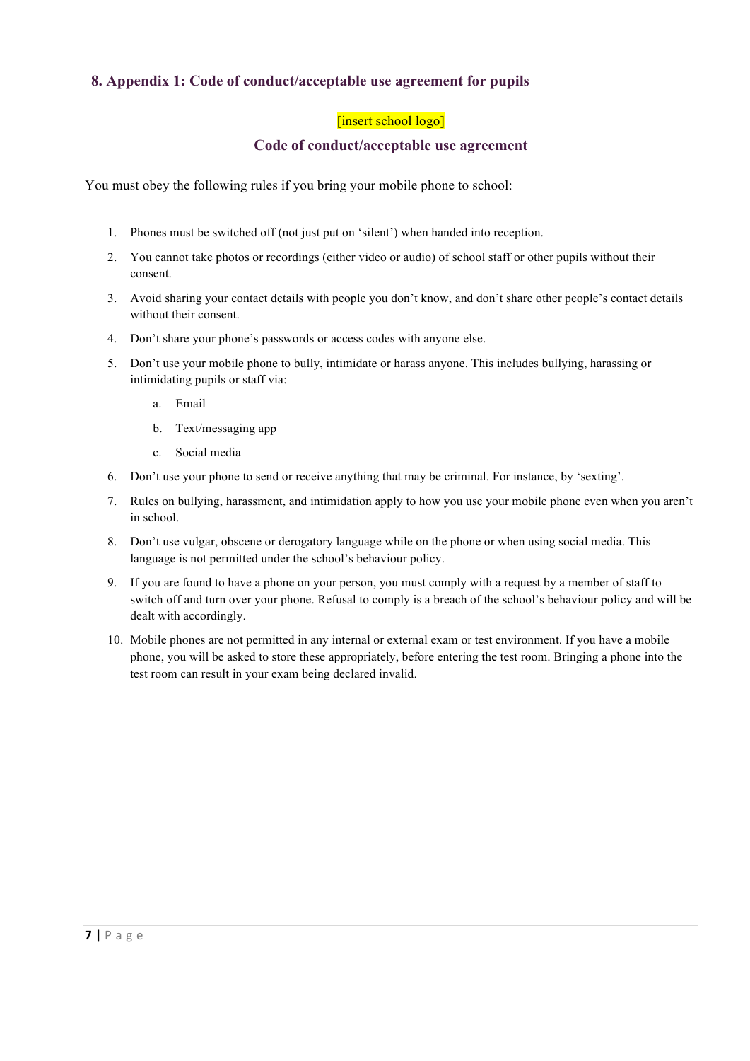## 8. Appendix 1: Code of conduct/acceptable use agreement for pupils

[insert school logo]

### Code of conduct/acceptable use agreement

You must obey the following rules if you bring your mobile phone to school:

1. Phones must be switched off (not just put on 'silent') when handed into reception.
2. You cannot take photos or recordings (either video or audio) of school staff or other pupils without their consent.
3. Avoid sharing your contact details with people you don't know, and don't share other people's contact details without their consent.
4. Don't share your phone's passwords or access codes with anyone else.
5. Don't use your mobile phone to bully, intimidate or harass anyone. This includes bullying, harassing or intimidating pupils or staff via:
    a. Email
    b. Text/messaging app
    c. Social media
6. Don't use your phone to send or receive anything that may be criminal. For instance, by 'sexting'.
7. Rules on bullying, harassment, and intimidation apply to how you use your mobile phone even when you aren't in school.
8. Don't use vulgar, obscene or derogatory language while on the phone or when using social media. This language is not permitted under the school's behaviour policy.
9. If you are found to have a phone on your person, you must comply with a request by a member of staff to switch off and turn over your phone. Refusal to comply is a breach of the school's behaviour policy and will be dealt with accordingly.
10. Mobile phones are not permitted in any internal or external exam or test environment. If you have a mobile phone, you will be asked to store these appropriately, before entering the test room. Bringing a phone into the test room can result in your exam being declared invalid.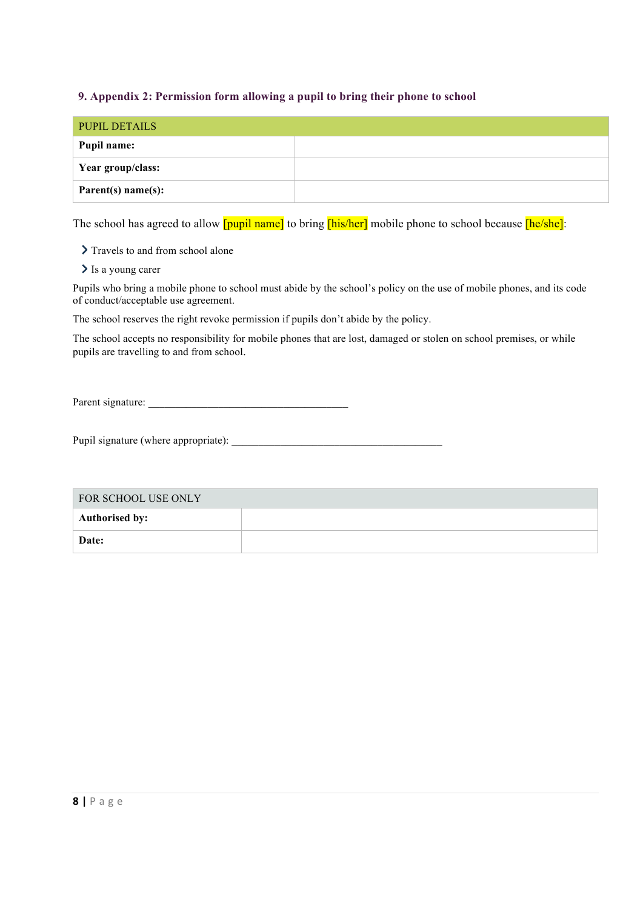## 9. Appendix 2: Permission form allowing a pupil to bring their phone to school

| PUPIL DETAILS | |
|---|---|
| **Pupil name:** | |
| **Year group/class:** | |
| **Parent(s) name(s):** | |

The school has agreed to allow [pupil name] to bring [his/her] mobile phone to school because [he/she]:

- Travels to and from school alone
- Is a young carer

Pupils who bring a mobile phone to school must abide by the school's policy on the use of mobile phones, and its code of conduct/acceptable use agreement.

The school reserves the right revoke permission if pupils don't abide by the policy.

The school accepts no responsibility for mobile phones that are lost, damaged or stolen on school premises, or while pupils are travelling to and from school.

Parent signature: ______________________________________

Pupil signature (where appropriate): ________________________________________

| FOR SCHOOL USE ONLY | |
|---|---|
| **Authorised by:** | |
| **Date:** | |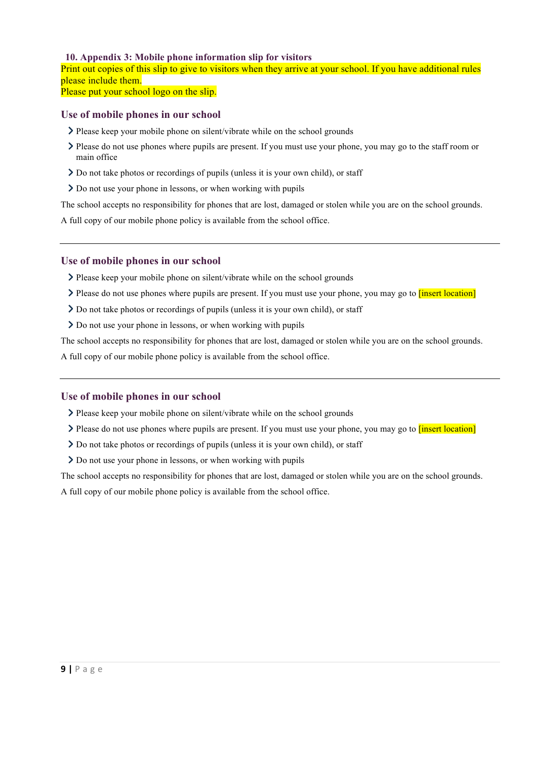## 10. Appendix 3: Mobile phone information slip for visitors

Print out copies of this slip to give to visitors when they arrive at your school. If you have additional rules please include them.
Please put your school logo on the slip.

### Use of mobile phones in our school

- Please keep your mobile phone on silent/vibrate while on the school grounds
- Please do not use phones where pupils are present. If you must use your phone, you may go to the staff room or main office
- Do not take photos or recordings of pupils (unless it is your own child), or staff
- Do not use your phone in lessons, or when working with pupils

The school accepts no responsibility for phones that are lost, damaged or stolen while you are on the school grounds.

A full copy of our mobile phone policy is available from the school office.

---

### Use of mobile phones in our school

- Please keep your mobile phone on silent/vibrate while on the school grounds
- Please do not use phones where pupils are present. If you must use your phone, you may go to [insert location]
- Do not take photos or recordings of pupils (unless it is your own child), or staff
- Do not use your phone in lessons, or when working with pupils

The school accepts no responsibility for phones that are lost, damaged or stolen while you are on the school grounds.

A full copy of our mobile phone policy is available from the school office.

---

### Use of mobile phones in our school

- Please keep your mobile phone on silent/vibrate while on the school grounds
- Please do not use phones where pupils are present. If you must use your phone, you may go to [insert location]
- Do not take photos or recordings of pupils (unless it is your own child), or staff
- Do not use your phone in lessons, or when working with pupils

The school accepts no responsibility for phones that are lost, damaged or stolen while you are on the school grounds.

A full copy of our mobile phone policy is available from the school office.